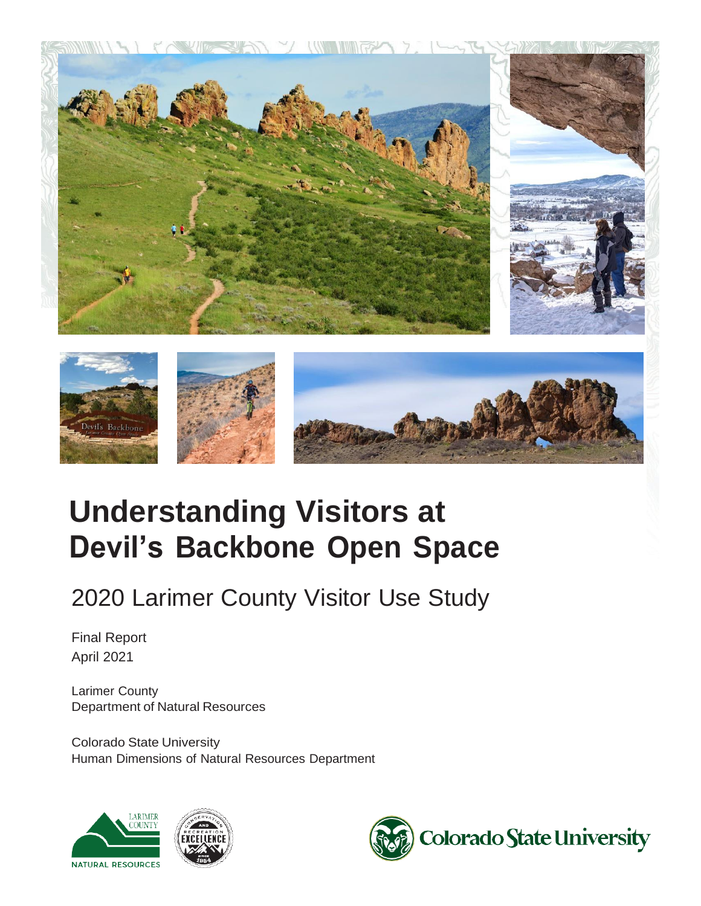# Understanding Visitors at Devil's Backbone Open Space

## 2020 Larimer County Visitor Use Study

Final Report
April 2021

Larimer County
Department of Natural Resources

Colorado State University
Human Dimensions of Natural Resources Department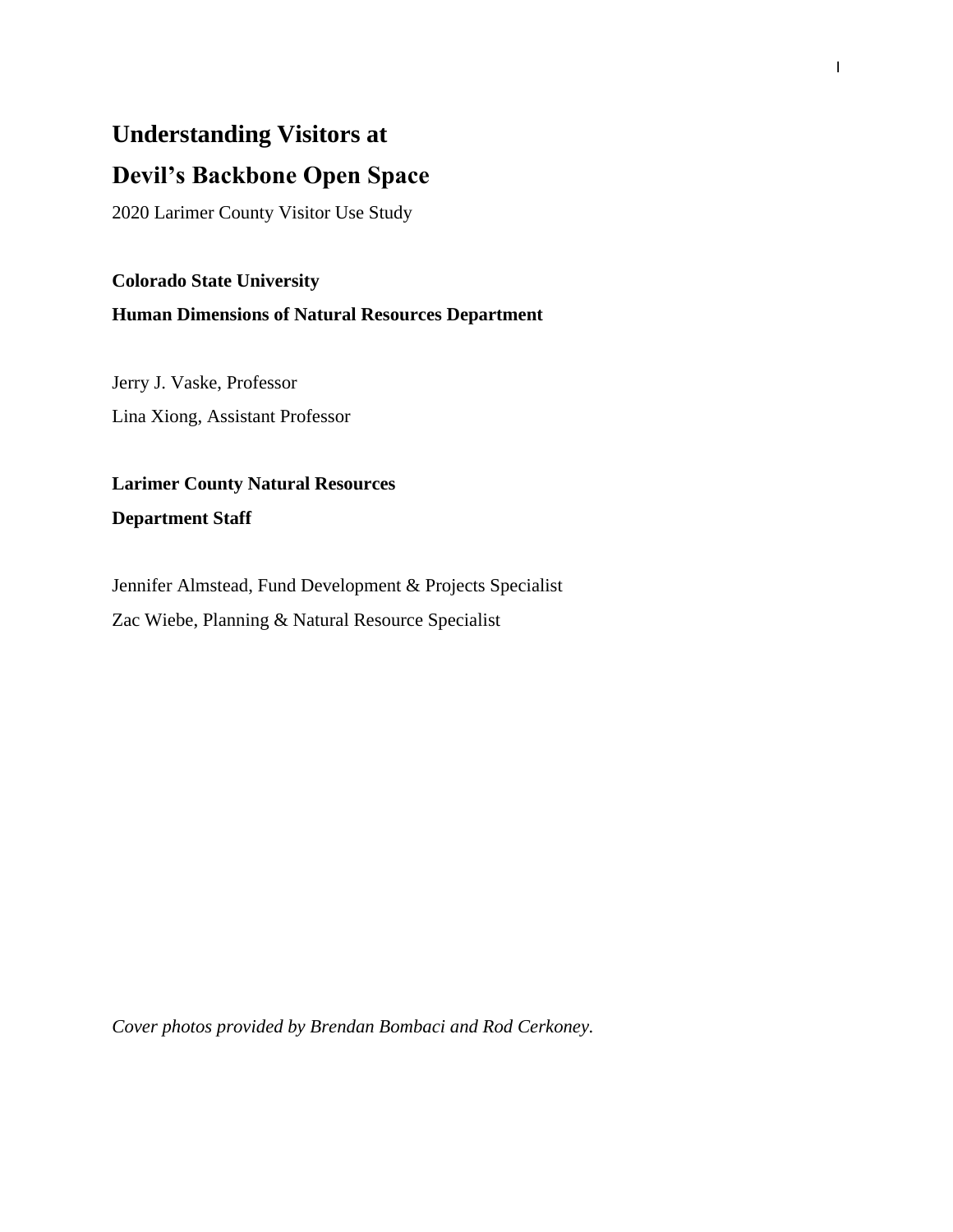# Understanding Visitors at Devil's Backbone Open Space

2020 Larimer County Visitor Use Study

**Colorado State University**

**Human Dimensions of Natural Resources Department**

Jerry J. Vaske, Professor

Lina Xiong, Assistant Professor

**Larimer County Natural Resources**

**Department Staff**

Jennifer Almstead, Fund Development & Projects Specialist

Zac Wiebe, Planning & Natural Resource Specialist

*Cover photos provided by Brendan Bombaci and Rod Cerkoney.*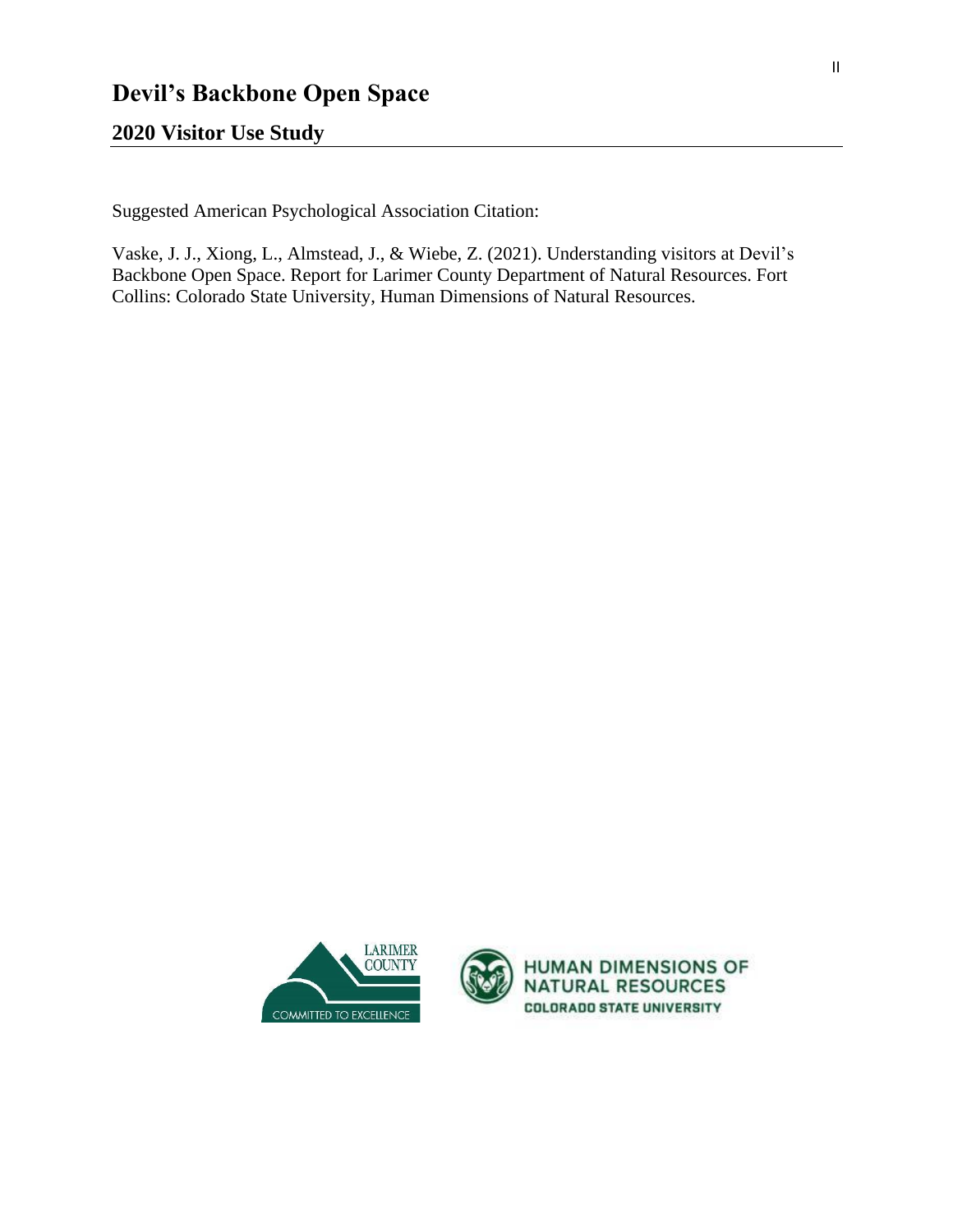# Devil's Backbone Open Space

## 2020 Visitor Use Study

Suggested American Psychological Association Citation:

Vaske, J. J., Xiong, L., Almstead, J., & Wiebe, Z. (2021). Understanding visitors at Devil's Backbone Open Space. Report for Larimer County Department of Natural Resources. Fort Collins: Colorado State University, Human Dimensions of Natural Resources.

LARIMER COUNTY

COMMITTED TO EXCELLENCE

HUMAN DIMENSIONS OF NATURAL RESOURCES

COLORADO STATE UNIVERSITY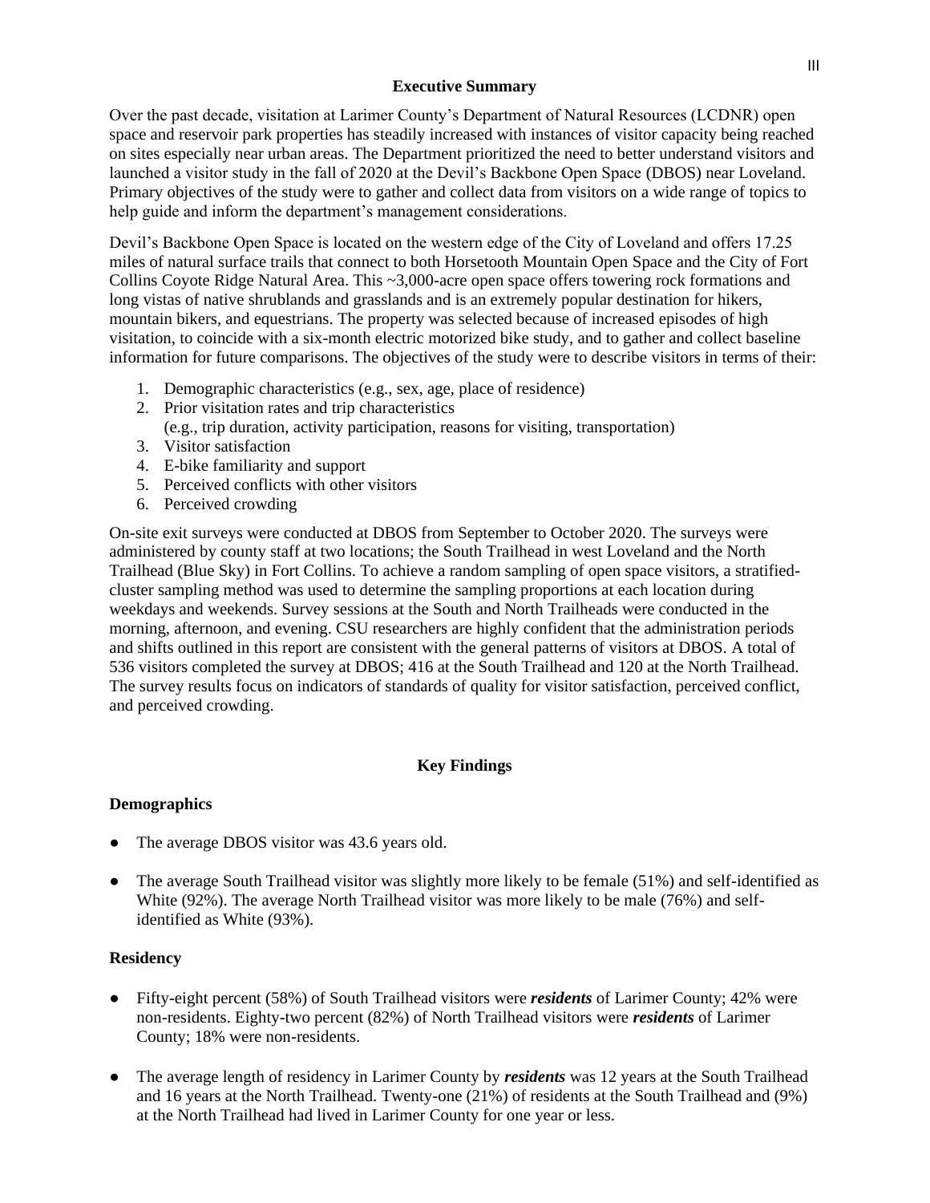## Executive Summary

Over the past decade, visitation at Larimer County's Department of Natural Resources (LCDNR) open space and reservoir park properties has steadily increased with instances of visitor capacity being reached on sites especially near urban areas. The Department prioritized the need to better understand visitors and launched a visitor study in the fall of 2020 at the Devil's Backbone Open Space (DBOS) near Loveland. Primary objectives of the study were to gather and collect data from visitors on a wide range of topics to help guide and inform the department's management considerations.

Devil's Backbone Open Space is located on the western edge of the City of Loveland and offers 17.25 miles of natural surface trails that connect to both Horsetooth Mountain Open Space and the City of Fort Collins Coyote Ridge Natural Area. This ~3,000-acre open space offers towering rock formations and long vistas of native shrublands and grasslands and is an extremely popular destination for hikers, mountain bikers, and equestrians. The property was selected because of increased episodes of high visitation, to coincide with a six-month electric motorized bike study, and to gather and collect baseline information for future comparisons. The objectives of the study were to describe visitors in terms of their:

1. Demographic characteristics (e.g., sex, age, place of residence)
2. Prior visitation rates and trip characteristics
   (e.g., trip duration, activity participation, reasons for visiting, transportation)
3. Visitor satisfaction
4. E-bike familiarity and support
5. Perceived conflicts with other visitors
6. Perceived crowding

On-site exit surveys were conducted at DBOS from September to October 2020. The surveys were administered by county staff at two locations; the South Trailhead in west Loveland and the North Trailhead (Blue Sky) in Fort Collins. To achieve a random sampling of open space visitors, a stratified-cluster sampling method was used to determine the sampling proportions at each location during weekdays and weekends. Survey sessions at the South and North Trailheads were conducted in the morning, afternoon, and evening. CSU researchers are highly confident that the administration periods and shifts outlined in this report are consistent with the general patterns of visitors at DBOS. A total of 536 visitors completed the survey at DBOS; 416 at the South Trailhead and 120 at the North Trailhead. The survey results focus on indicators of standards of quality for visitor satisfaction, perceived conflict, and perceived crowding.

## Key Findings

### Demographics

- The average DBOS visitor was 43.6 years old.

- The average South Trailhead visitor was slightly more likely to be female (51%) and self-identified as White (92%). The average North Trailhead visitor was more likely to be male (76%) and self-identified as White (93%).

### Residency

- Fifty-eight percent (58%) of South Trailhead visitors were ***residents*** of Larimer County; 42% were non-residents. Eighty-two percent (82%) of North Trailhead visitors were ***residents*** of Larimer County; 18% were non-residents.

- The average length of residency in Larimer County by ***residents*** was 12 years at the South Trailhead and 16 years at the North Trailhead. Twenty-one (21%) of residents at the South Trailhead and (9%) at the North Trailhead had lived in Larimer County for one year or less.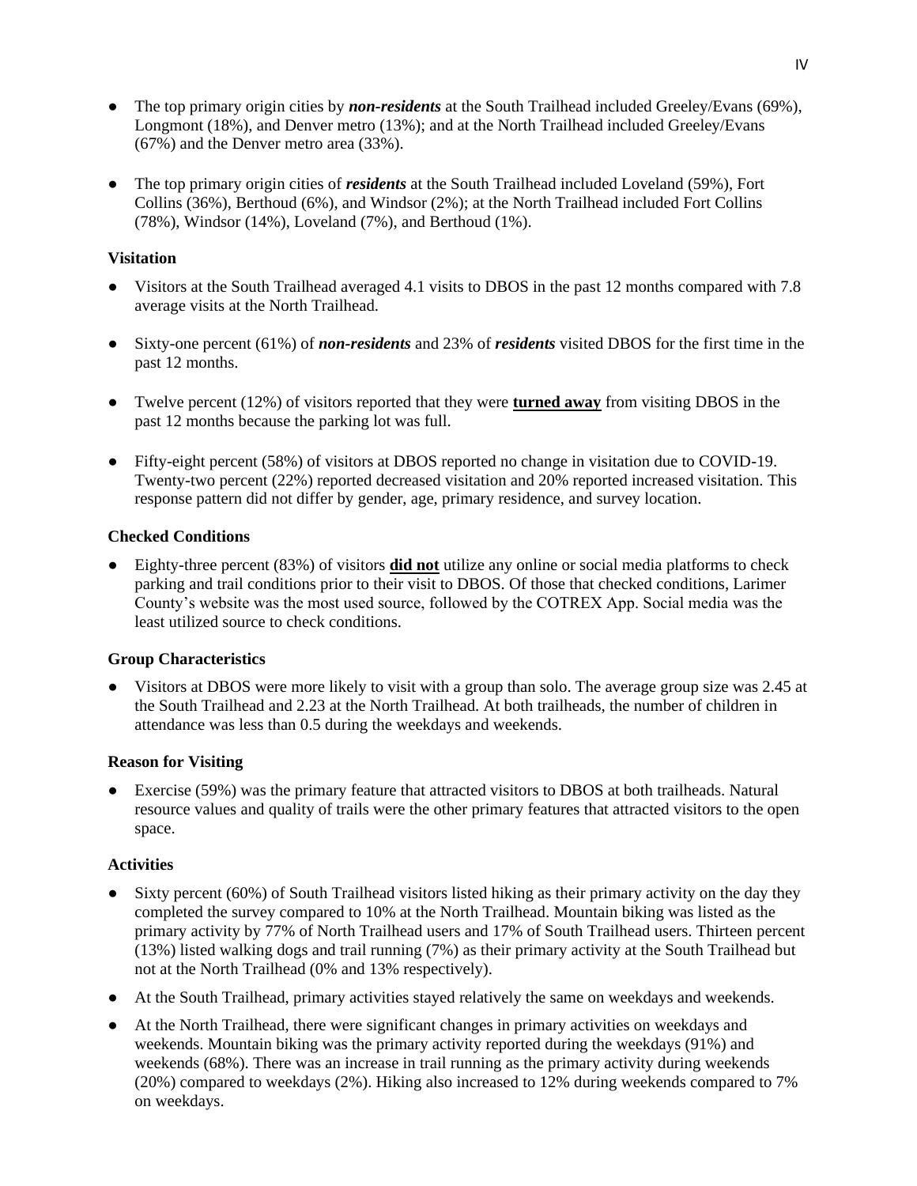- The top primary origin cities by ***non-residents*** at the South Trailhead included Greeley/Evans (69%), Longmont (18%), and Denver metro (13%); and at the North Trailhead included Greeley/Evans (67%) and the Denver metro area (33%).

- The top primary origin cities of ***residents*** at the South Trailhead included Loveland (59%), Fort Collins (36%), Berthoud (6%), and Windsor (2%); at the North Trailhead included Fort Collins (78%), Windsor (14%), Loveland (7%), and Berthoud (1%).

**Visitation**

- Visitors at the South Trailhead averaged 4.1 visits to DBOS in the past 12 months compared with 7.8 average visits at the North Trailhead.

- Sixty-one percent (61%) of ***non-residents*** and 23% of ***residents*** visited DBOS for the first time in the past 12 months.

- Twelve percent (12%) of visitors reported that they were <u>**turned away**</u> from visiting DBOS in the past 12 months because the parking lot was full.

- Fifty-eight percent (58%) of visitors at DBOS reported no change in visitation due to COVID-19. Twenty-two percent (22%) reported decreased visitation and 20% reported increased visitation. This response pattern did not differ by gender, age, primary residence, and survey location.

**Checked Conditions**

- Eighty-three percent (83%) of visitors <u>**did not**</u> utilize any online or social media platforms to check parking and trail conditions prior to their visit to DBOS. Of those that checked conditions, Larimer County's website was the most used source, followed by the COTREX App. Social media was the least utilized source to check conditions.

**Group Characteristics**

- Visitors at DBOS were more likely to visit with a group than solo. The average group size was 2.45 at the South Trailhead and 2.23 at the North Trailhead. At both trailheads, the number of children in attendance was less than 0.5 during the weekdays and weekends.

**Reason for Visiting**

- Exercise (59%) was the primary feature that attracted visitors to DBOS at both trailheads. Natural resource values and quality of trails were the other primary features that attracted visitors to the open space.

**Activities**

- Sixty percent (60%) of South Trailhead visitors listed hiking as their primary activity on the day they completed the survey compared to 10% at the North Trailhead. Mountain biking was listed as the primary activity by 77% of North Trailhead users and 17% of South Trailhead users. Thirteen percent (13%) listed walking dogs and trail running (7%) as their primary activity at the South Trailhead but not at the North Trailhead (0% and 13% respectively).
- At the South Trailhead, primary activities stayed relatively the same on weekdays and weekends.
- At the North Trailhead, there were significant changes in primary activities on weekdays and weekends. Mountain biking was the primary activity reported during the weekdays (91%) and weekends (68%). There was an increase in trail running as the primary activity during weekends (20%) compared to weekdays (2%). Hiking also increased to 12% during weekends compared to 7% on weekdays.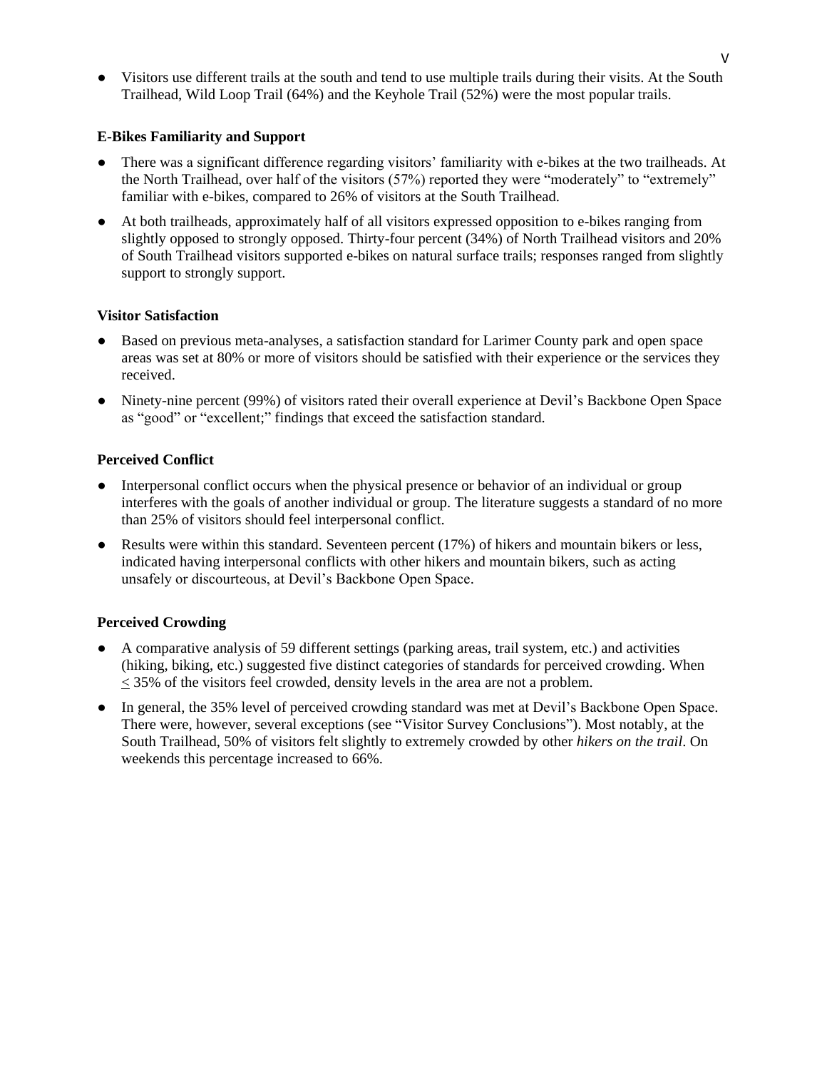- Visitors use different trails at the south and tend to use multiple trails during their visits. At the South Trailhead, Wild Loop Trail (64%) and the Keyhole Trail (52%) were the most popular trails.

**E-Bikes Familiarity and Support**

- There was a significant difference regarding visitors' familiarity with e-bikes at the two trailheads. At the North Trailhead, over half of the visitors (57%) reported they were "moderately" to "extremely" familiar with e-bikes, compared to 26% of visitors at the South Trailhead.
- At both trailheads, approximately half of all visitors expressed opposition to e-bikes ranging from slightly opposed to strongly opposed. Thirty-four percent (34%) of North Trailhead visitors and 20% of South Trailhead visitors supported e-bikes on natural surface trails; responses ranged from slightly support to strongly support.

**Visitor Satisfaction**

- Based on previous meta-analyses, a satisfaction standard for Larimer County park and open space areas was set at 80% or more of visitors should be satisfied with their experience or the services they received.
- Ninety-nine percent (99%) of visitors rated their overall experience at Devil's Backbone Open Space as "good" or "excellent;" findings that exceed the satisfaction standard.

**Perceived Conflict**

- Interpersonal conflict occurs when the physical presence or behavior of an individual or group interferes with the goals of another individual or group. The literature suggests a standard of no more than 25% of visitors should feel interpersonal conflict.
- Results were within this standard. Seventeen percent (17%) of hikers and mountain bikers or less, indicated having interpersonal conflicts with other hikers and mountain bikers, such as acting unsafely or discourteous, at Devil's Backbone Open Space.

**Perceived Crowding**

- A comparative analysis of 59 different settings (parking areas, trail system, etc.) and activities (hiking, biking, etc.) suggested five distinct categories of standards for perceived crowding. When $\leq$ 35% of the visitors feel crowded, density levels in the area are not a problem.
- In general, the 35% level of perceived crowding standard was met at Devil's Backbone Open Space. There were, however, several exceptions (see "Visitor Survey Conclusions"). Most notably, at the South Trailhead, 50% of visitors felt slightly to extremely crowded by other *hikers on the trail*. On weekends this percentage increased to 66%.